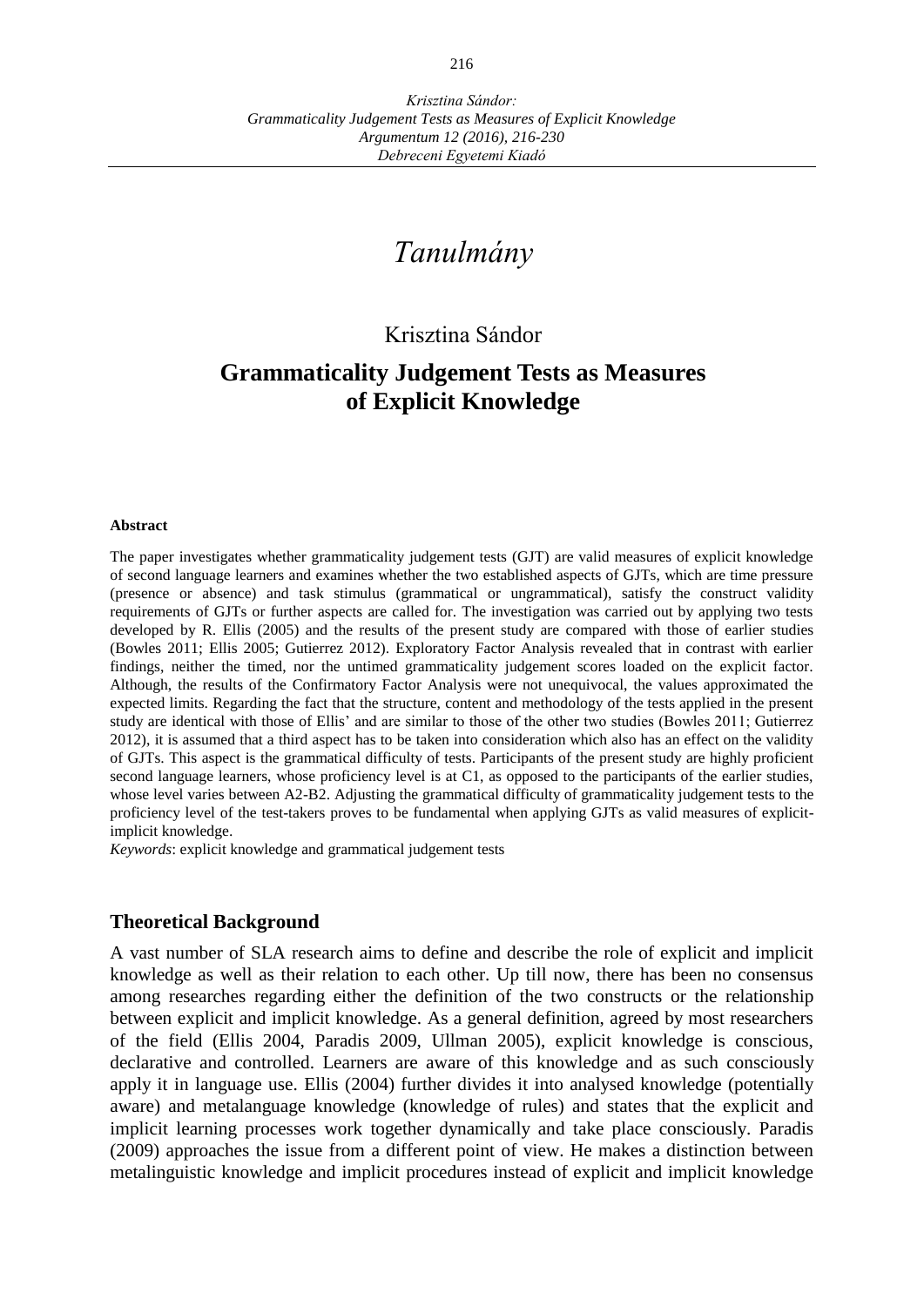# *Tanulmány*

Krisztina Sándor

## Grammaticality Judgement Tests as Measures of Explicit Knowledge

**Abstract**

The paper investigates whether grammaticality judgement tests (GJT) are valid measures of explicit knowledge of second language learners and examines whether the two established aspects of GJTs, which are time pressure (presence or absence) and task stimulus (grammatical or ungrammatical), satisfy the construct validity requirements of GJTs or further aspects are called for. The investigation was carried out by applying two tests developed by R. Ellis (2005) and the results of the present study are compared with those of earlier studies (Bowles 2011; Ellis 2005; Gutierrez 2012). Exploratory Factor Analysis revealed that in contrast with earlier findings, neither the timed, nor the untimed grammaticality judgement scores loaded on the explicit factor. Although, the results of the Confirmatory Factor Analysis were not unequivocal, the values approximated the expected limits. Regarding the fact that the structure, content and methodology of the tests applied in the present study are identical with those of Ellis' and are similar to those of the other two studies (Bowles 2011; Gutierrez 2012), it is assumed that a third aspect has to be taken into consideration which also has an effect on the validity of GJTs. This aspect is the grammatical difficulty of tests. Participants of the present study are highly proficient second language learners, whose proficiency level is at C1, as opposed to the participants of the earlier studies, whose level varies between A2-B2. Adjusting the grammatical difficulty of grammaticality judgement tests to the proficiency level of the test-takers proves to be fundamental when applying GJTs as valid measures of explicit-implicit knowledge.

*Keywords*: explicit knowledge and grammatical judgement tests

### Theoretical Background

A vast number of SLA research aims to define and describe the role of explicit and implicit knowledge as well as their relation to each other. Up till now, there has been no consensus among researches regarding either the definition of the two constructs or the relationship between explicit and implicit knowledge. As a general definition, agreed by most researchers of the field (Ellis 2004, Paradis 2009, Ullman 2005), explicit knowledge is conscious, declarative and controlled. Learners are aware of this knowledge and as such consciously apply it in language use. Ellis (2004) further divides it into analysed knowledge (potentially aware) and metalanguage knowledge (knowledge of rules) and states that the explicit and implicit learning processes work together dynamically and take place consciously. Paradis (2009) approaches the issue from a different point of view. He makes a distinction between metalinguistic knowledge and implicit procedures instead of explicit and implicit knowledge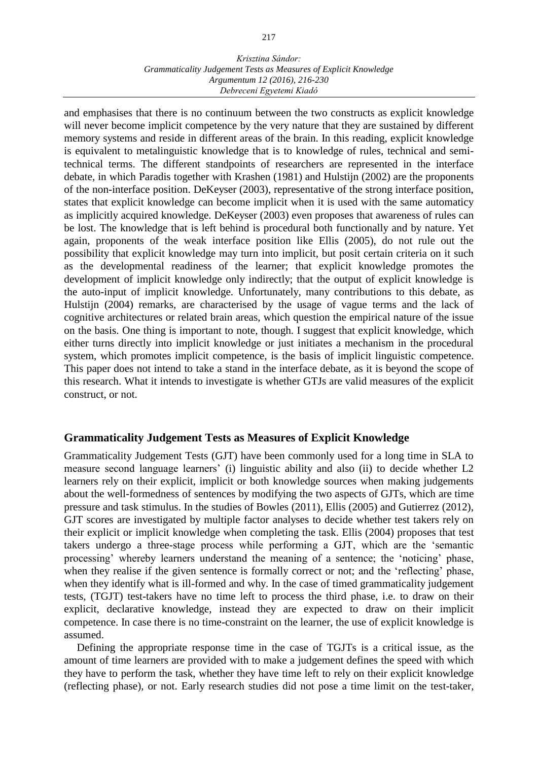and emphasises that there is no continuum between the two constructs as explicit knowledge will never become implicit competence by the very nature that they are sustained by different memory systems and reside in different areas of the brain. In this reading, explicit knowledge is equivalent to metalinguistic knowledge that is to knowledge of rules, technical and semi-technical terms. The different standpoints of researchers are represented in the interface debate, in which Paradis together with Krashen (1981) and Hulstijn (2002) are the proponents of the non-interface position. DeKeyser (2003), representative of the strong interface position, states that explicit knowledge can become implicit when it is used with the same automaticy as implicitly acquired knowledge. DeKeyser (2003) even proposes that awareness of rules can be lost. The knowledge that is left behind is procedural both functionally and by nature. Yet again, proponents of the weak interface position like Ellis (2005), do not rule out the possibility that explicit knowledge may turn into implicit, but posit certain criteria on it such as the developmental readiness of the learner; that explicit knowledge promotes the development of implicit knowledge only indirectly; that the output of explicit knowledge is the auto-input of implicit knowledge. Unfortunately, many contributions to this debate, as Hulstijn (2004) remarks, are characterised by the usage of vague terms and the lack of cognitive architectures or related brain areas, which question the empirical nature of the issue on the basis. One thing is important to note, though. I suggest that explicit knowledge, which either turns directly into implicit knowledge or just initiates a mechanism in the procedural system, which promotes implicit competence, is the basis of implicit linguistic competence. This paper does not intend to take a stand in the interface debate, as it is beyond the scope of this research. What it intends to investigate is whether GTJs are valid measures of the explicit construct, or not.

## Grammaticality Judgement Tests as Measures of Explicit Knowledge

Grammaticality Judgement Tests (GJT) have been commonly used for a long time in SLA to measure second language learners' (i) linguistic ability and also (ii) to decide whether L2 learners rely on their explicit, implicit or both knowledge sources when making judgements about the well-formedness of sentences by modifying the two aspects of GJTs, which are time pressure and task stimulus. In the studies of Bowles (2011), Ellis (2005) and Gutierrez (2012), GJT scores are investigated by multiple factor analyses to decide whether test takers rely on their explicit or implicit knowledge when completing the task. Ellis (2004) proposes that test takers undergo a three-stage process while performing a GJT, which are the 'semantic processing' whereby learners understand the meaning of a sentence; the 'noticing' phase, when they realise if the given sentence is formally correct or not; and the 'reflecting' phase, when they identify what is ill-formed and why. In the case of timed grammaticality judgement tests, (TGJT) test-takers have no time left to process the third phase, i.e. to draw on their explicit, declarative knowledge, instead they are expected to draw on their implicit competence. In case there is no time-constraint on the learner, the use of explicit knowledge is assumed.

Defining the appropriate response time in the case of TGJTs is a critical issue, as the amount of time learners are provided with to make a judgement defines the speed with which they have to perform the task, whether they have time left to rely on their explicit knowledge (reflecting phase), or not. Early research studies did not pose a time limit on the test-taker,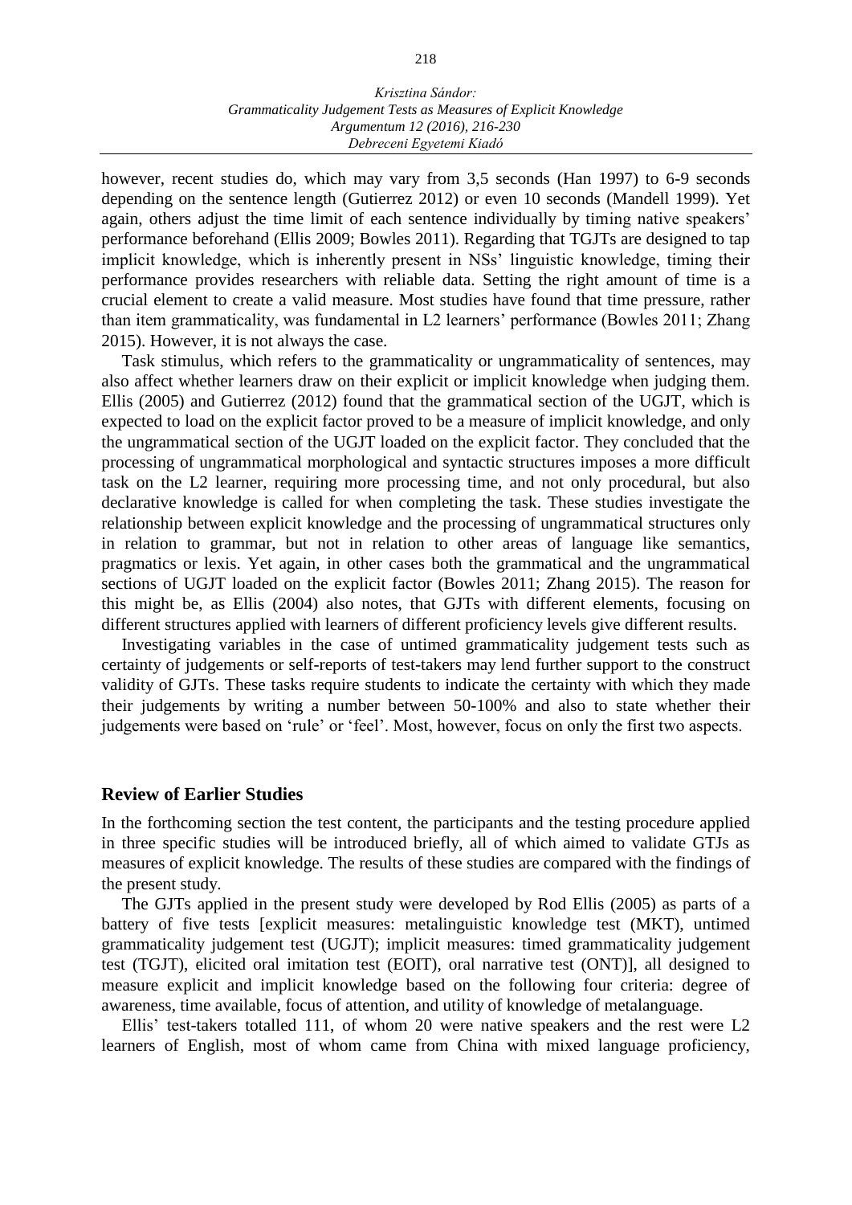however, recent studies do, which may vary from 3,5 seconds (Han 1997) to 6-9 seconds depending on the sentence length (Gutierrez 2012) or even 10 seconds (Mandell 1999). Yet again, others adjust the time limit of each sentence individually by timing native speakers' performance beforehand (Ellis 2009; Bowles 2011). Regarding that TGJTs are designed to tap implicit knowledge, which is inherently present in NSs' linguistic knowledge, timing their performance provides researchers with reliable data. Setting the right amount of time is a crucial element to create a valid measure. Most studies have found that time pressure, rather than item grammaticality, was fundamental in L2 learners' performance (Bowles 2011; Zhang 2015). However, it is not always the case.

Task stimulus, which refers to the grammaticality or ungrammaticality of sentences, may also affect whether learners draw on their explicit or implicit knowledge when judging them. Ellis (2005) and Gutierrez (2012) found that the grammatical section of the UGJT, which is expected to load on the explicit factor proved to be a measure of implicit knowledge, and only the ungrammatical section of the UGJT loaded on the explicit factor. They concluded that the processing of ungrammatical morphological and syntactic structures imposes a more difficult task on the L2 learner, requiring more processing time, and not only procedural, but also declarative knowledge is called for when completing the task. These studies investigate the relationship between explicit knowledge and the processing of ungrammatical structures only in relation to grammar, but not in relation to other areas of language like semantics, pragmatics or lexis. Yet again, in other cases both the grammatical and the ungrammatical sections of UGJT loaded on the explicit factor (Bowles 2011; Zhang 2015). The reason for this might be, as Ellis (2004) also notes, that GJTs with different elements, focusing on different structures applied with learners of different proficiency levels give different results.

Investigating variables in the case of untimed grammaticality judgement tests such as certainty of judgements or self-reports of test-takers may lend further support to the construct validity of GJTs. These tasks require students to indicate the certainty with which they made their judgements by writing a number between 50-100% and also to state whether their judgements were based on 'rule' or 'feel'. Most, however, focus on only the first two aspects.

## Review of Earlier Studies

In the forthcoming section the test content, the participants and the testing procedure applied in three specific studies will be introduced briefly, all of which aimed to validate GTJs as measures of explicit knowledge. The results of these studies are compared with the findings of the present study.

The GJTs applied in the present study were developed by Rod Ellis (2005) as parts of a battery of five tests [explicit measures: metalinguistic knowledge test (MKT), untimed grammaticality judgement test (UGJT); implicit measures: timed grammaticality judgement test (TGJT), elicited oral imitation test (EOIT), oral narrative test (ONT)], all designed to measure explicit and implicit knowledge based on the following four criteria: degree of awareness, time available, focus of attention, and utility of knowledge of metalanguage.

Ellis' test-takers totalled 111, of whom 20 were native speakers and the rest were L2 learners of English, most of whom came from China with mixed language proficiency,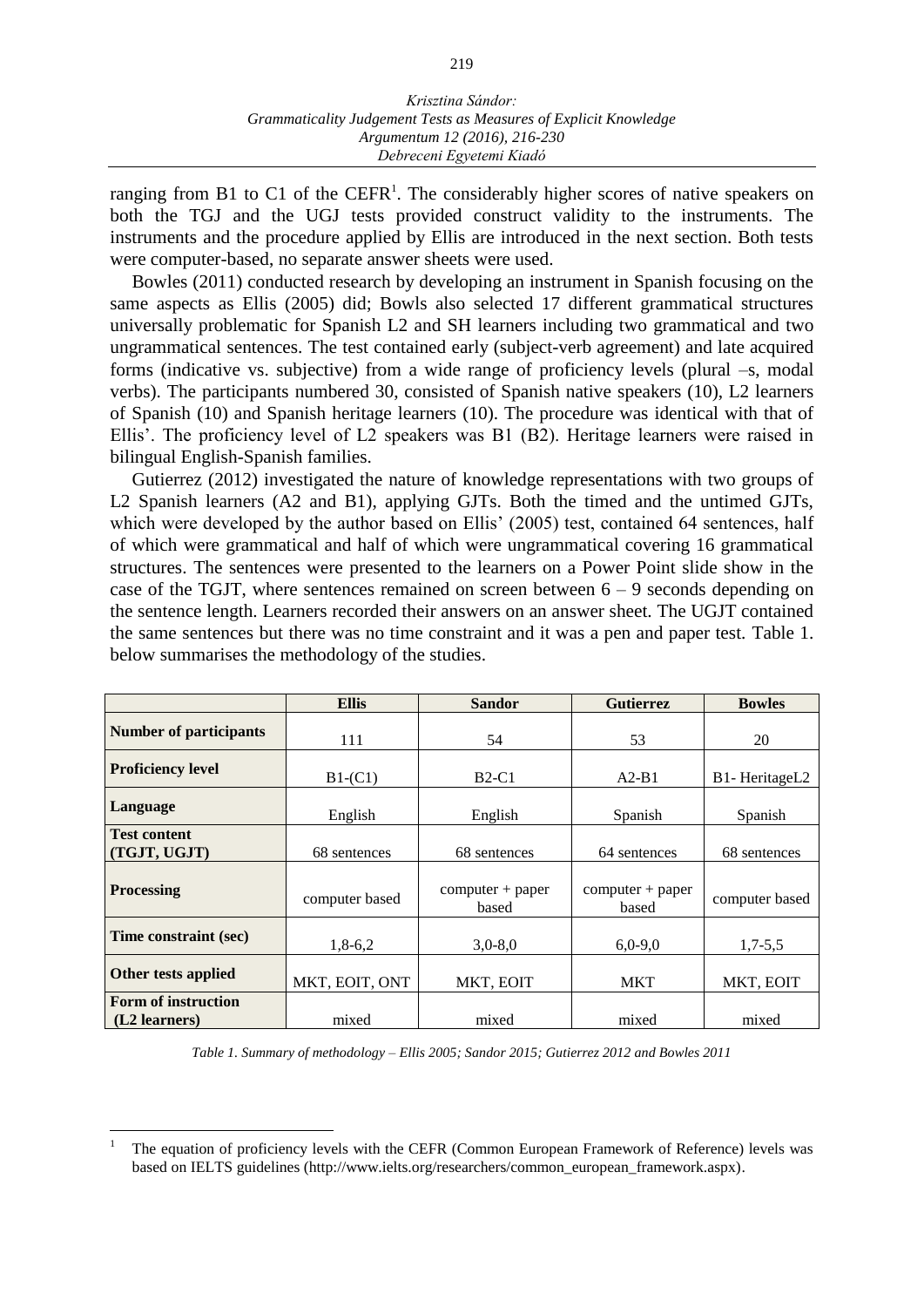ranging from B1 to C1 of the CEFR[1]. The considerably higher scores of native speakers on both the TGJ and the UGJ tests provided construct validity to the instruments. The instruments and the procedure applied by Ellis are introduced in the next section. Both tests were computer-based, no separate answer sheets were used.

Bowles (2011) conducted research by developing an instrument in Spanish focusing on the same aspects as Ellis (2005) did; Bowls also selected 17 different grammatical structures universally problematic for Spanish L2 and SH learners including two grammatical and two ungrammatical sentences. The test contained early (subject-verb agreement) and late acquired forms (indicative vs. subjective) from a wide range of proficiency levels (plural –s, modal verbs). The participants numbered 30, consisted of Spanish native speakers (10), L2 learners of Spanish (10) and Spanish heritage learners (10). The procedure was identical with that of Ellis'. The proficiency level of L2 speakers was B1 (B2). Heritage learners were raised in bilingual English-Spanish families.

Gutierrez (2012) investigated the nature of knowledge representations with two groups of L2 Spanish learners (A2 and B1), applying GJTs. Both the timed and the untimed GJTs, which were developed by the author based on Ellis' (2005) test, contained 64 sentences, half of which were grammatical and half of which were ungrammatical covering 16 grammatical structures. The sentences were presented to the learners on a Power Point slide show in the case of the TGJT, where sentences remained on screen between 6 – 9 seconds depending on the sentence length. Learners recorded their answers on an answer sheet. The UGJT contained the same sentences but there was no time constraint and it was a pen and paper test. Table 1. below summarises the methodology of the studies.

| | **Ellis** | **Sandor** | **Gutierrez** | **Bowles** |
|---|---|---|---|---|
| **Number of participants** | 111 | 54 | 53 | 20 |
| **Proficiency level** | B1-(C1) | B2-C1 | A2-B1 | B1- HeritageL2 |
| **Language** | English | English | Spanish | Spanish |
| **Test content (TGJT, UGJT)** | 68 sentences | 68 sentences | 64 sentences | 68 sentences |
| **Processing** | computer based | computer + paper based | computer + paper based | computer based |
| **Time constraint (sec)** | 1,8-6,2 | 3,0-8,0 | 6,0-9,0 | 1,7-5,5 |
| **Other tests applied** | MKT, EOIT, ONT | MKT, EOIT | MKT | MKT, EOIT |
| **Form of instruction (L2 learners)** | mixed | mixed | mixed | mixed |

*Table 1. Summary of methodology – Ellis 2005; Sandor 2015; Gutierrez 2012 and Bowles 2011*

[1] The equation of proficiency levels with the CEFR (Common European Framework of Reference) levels was based on IELTS guidelines (http://www.ielts.org/researchers/common_european_framework.aspx).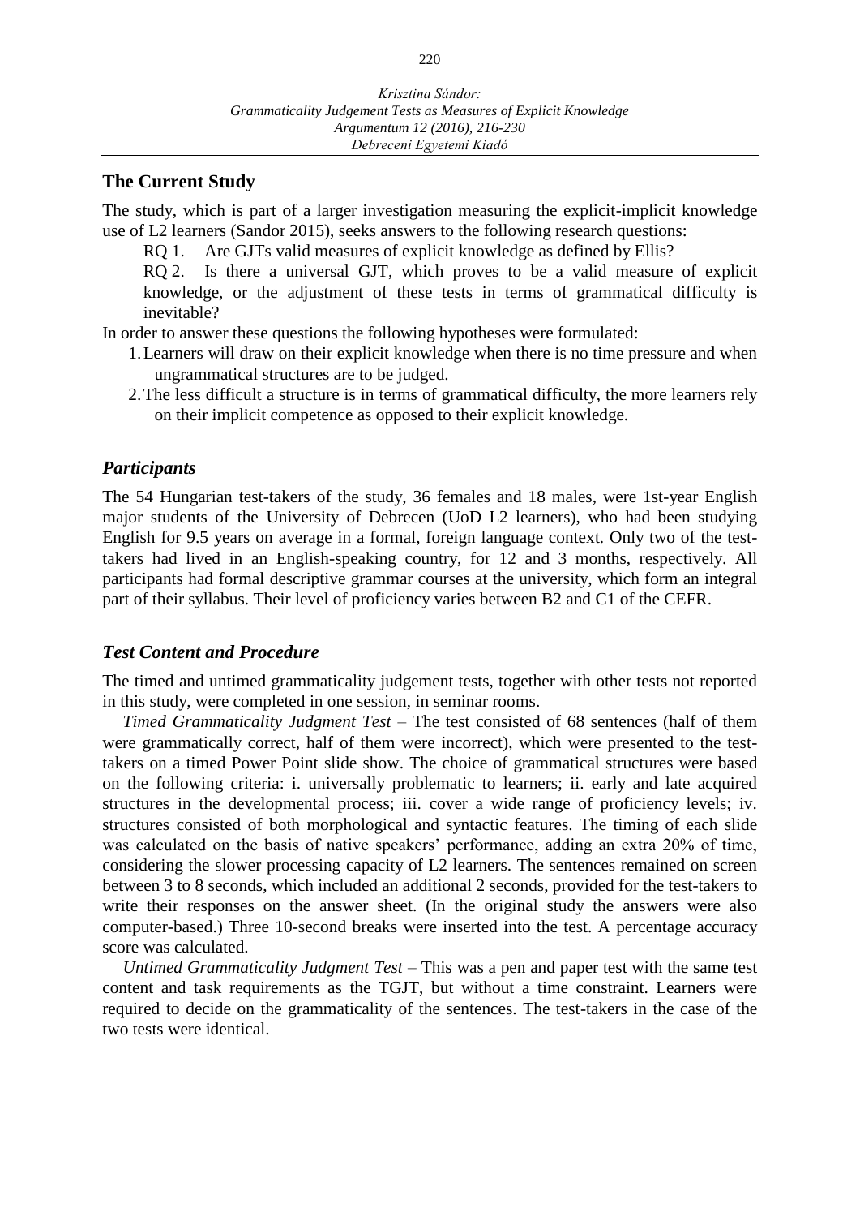## The Current Study

The study, which is part of a larger investigation measuring the explicit-implicit knowledge use of L2 learners (Sandor 2015), seeks answers to the following research questions:

RQ 1. Are GJTs valid measures of explicit knowledge as defined by Ellis?

RQ 2. Is there a universal GJT, which proves to be a valid measure of explicit knowledge, or the adjustment of these tests in terms of grammatical difficulty is inevitable?

In order to answer these questions the following hypotheses were formulated:

1. Learners will draw on their explicit knowledge when there is no time pressure and when ungrammatical structures are to be judged.
2. The less difficult a structure is in terms of grammatical difficulty, the more learners rely on their implicit competence as opposed to their explicit knowledge.

### *Participants*

The 54 Hungarian test-takers of the study, 36 females and 18 males, were 1st-year English major students of the University of Debrecen (UoD L2 learners), who had been studying English for 9.5 years on average in a formal, foreign language context. Only two of the test-takers had lived in an English-speaking country, for 12 and 3 months, respectively. All participants had formal descriptive grammar courses at the university, which form an integral part of their syllabus. Their level of proficiency varies between B2 and C1 of the CEFR.

### *Test Content and Procedure*

The timed and untimed grammaticality judgement tests, together with other tests not reported in this study, were completed in one session, in seminar rooms.

*Timed Grammaticality Judgment Test* – The test consisted of 68 sentences (half of them were grammatically correct, half of them were incorrect), which were presented to the test-takers on a timed Power Point slide show. The choice of grammatical structures were based on the following criteria: i. universally problematic to learners; ii. early and late acquired structures in the developmental process; iii. cover a wide range of proficiency levels; iv. structures consisted of both morphological and syntactic features. The timing of each slide was calculated on the basis of native speakers' performance, adding an extra 20% of time, considering the slower processing capacity of L2 learners. The sentences remained on screen between 3 to 8 seconds, which included an additional 2 seconds, provided for the test-takers to write their responses on the answer sheet. (In the original study the answers were also computer-based.) Three 10-second breaks were inserted into the test. A percentage accuracy score was calculated.

*Untimed Grammaticality Judgment Test* – This was a pen and paper test with the same test content and task requirements as the TGJT, but without a time constraint. Learners were required to decide on the grammaticality of the sentences. The test-takers in the case of the two tests were identical.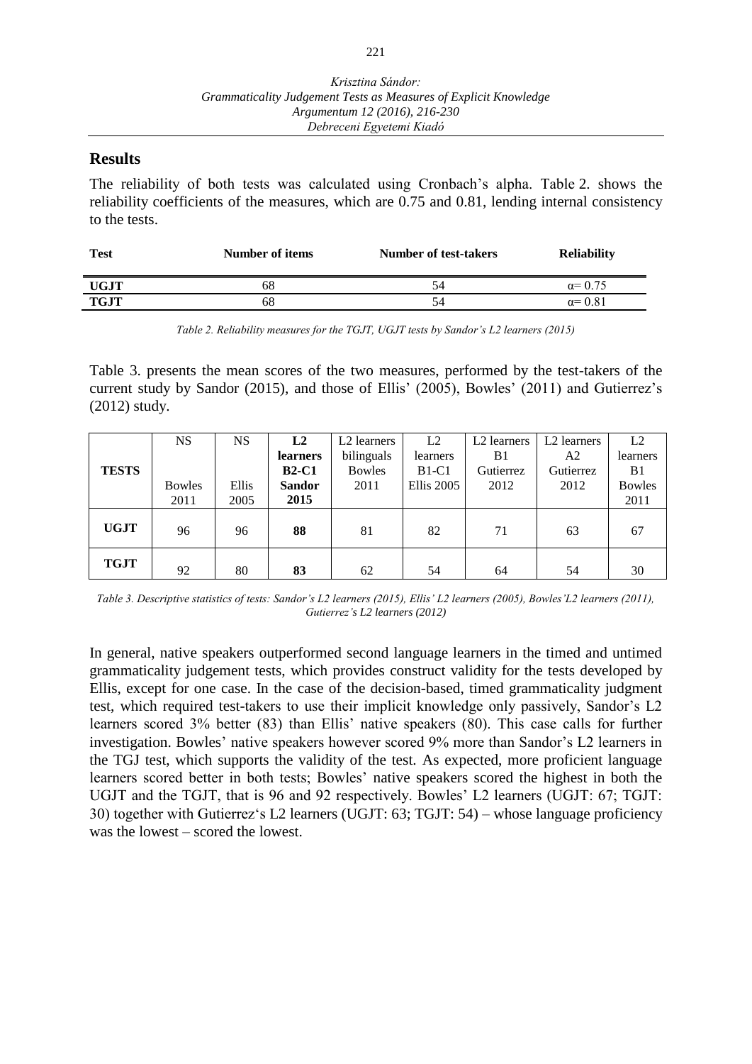## Results

The reliability of both tests was calculated using Cronbach's alpha. Table 2. shows the reliability coefficients of the measures, which are 0.75 and 0.81, lending internal consistency to the tests.

| Test | Number of items | Number of test-takers | Reliability |
|---|---|---|---|
| **UGJT** | 68 | 54 | α= 0.75 |
| **TGJT** | 68 | 54 | α= 0.81 |

*Table 2. Reliability measures for the TGJT, UGJT tests by Sandor's L2 learners (2015)*

Table 3. presents the mean scores of the two measures, performed by the test-takers of the current study by Sandor (2015), and those of Ellis' (2005), Bowles' (2011) and Gutierrez's (2012) study.

| TESTS | NS Bowles 2011 | NS Ellis 2005 | **L2 learners B2-C1 Sandor 2015** | L2 learners bilinguals Bowles 2011 | L2 learners B1-C1 Ellis 2005 | L2 learners B1 Gutierrez 2012 | L2 learners A2 Gutierrez 2012 | L2 learners B1 Bowles 2011 |
|---|---|---|---|---|---|---|---|---|
| **UGJT** | 96 | 96 | **88** | 81 | 82 | 71 | 63 | 67 |
| **TGJT** | 92 | 80 | **83** | 62 | 54 | 64 | 54 | 30 |

*Table 3. Descriptive statistics of tests: Sandor's L2 learners (2015), Ellis' L2 learners (2005), Bowles'L2 learners (2011), Gutierrez's L2 learners (2012)*

In general, native speakers outperformed second language learners in the timed and untimed grammaticality judgement tests, which provides construct validity for the tests developed by Ellis, except for one case. In the case of the decision-based, timed grammaticality judgment test, which required test-takers to use their implicit knowledge only passively, Sandor's L2 learners scored 3% better (83) than Ellis' native speakers (80). This case calls for further investigation. Bowles' native speakers however scored 9% more than Sandor's L2 learners in the TGJ test, which supports the validity of the test. As expected, more proficient language learners scored better in both tests; Bowles' native speakers scored the highest in both the UGJT and the TGJT, that is 96 and 92 respectively. Bowles' L2 learners (UGJT: 67; TGJT: 30) together with Gutierrez's L2 learners (UGJT: 63; TGJT: 54) – whose language proficiency was the lowest – scored the lowest.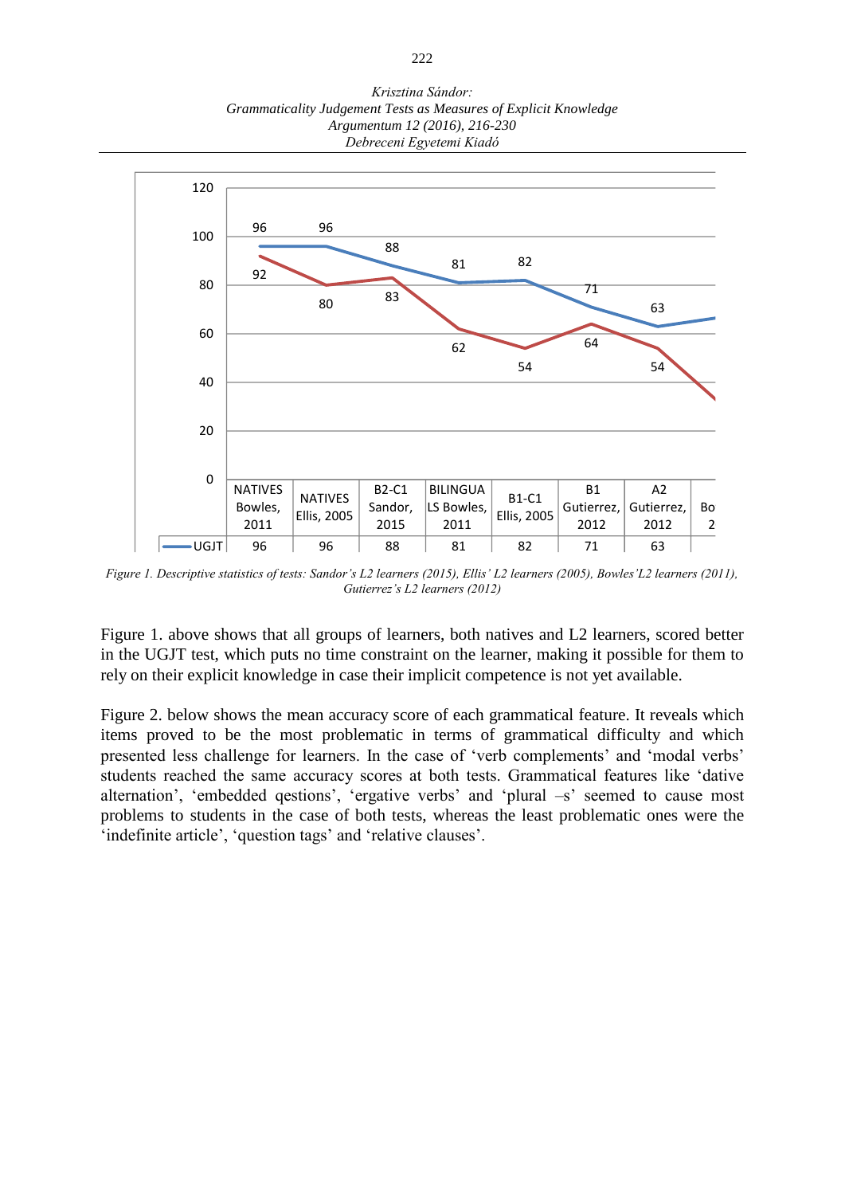| | NATIVES Bowles, 2011 | NATIVES Ellis, 2005 | B2-C1 Sandor, 2015 | BILINGUALS Bowles, 2011 | B1-C1 Ellis, 2005 | B1 Gutierrez, 2012 | A2 Gutierrez, 2012 | Bo 2 |
|---|---|---|---|---|---|---|---|---|
| UGJT | 96 | 96 | 88 | 81 | 82 | 71 | 63 | |

*Figure 1. Descriptive statistics of tests: Sandor's L2 learners (2015), Ellis' L2 learners (2005), Bowles'L2 learners (2011), Gutierrez's L2 learners (2012)*

Figure 1. above shows that all groups of learners, both natives and L2 learners, scored better in the UGJT test, which puts no time constraint on the learner, making it possible for them to rely on their explicit knowledge in case their implicit competence is not yet available.

Figure 2. below shows the mean accuracy score of each grammatical feature. It reveals which items proved to be the most problematic in terms of grammatical difficulty and which presented less challenge for learners. In the case of 'verb complements' and 'modal verbs' students reached the same accuracy scores at both tests. Grammatical features like 'dative alternation', 'embedded qestions', 'ergative verbs' and 'plural –s' seemed to cause most problems to students in the case of both tests, whereas the least problematic ones were the 'indefinite article', 'question tags' and 'relative clauses'.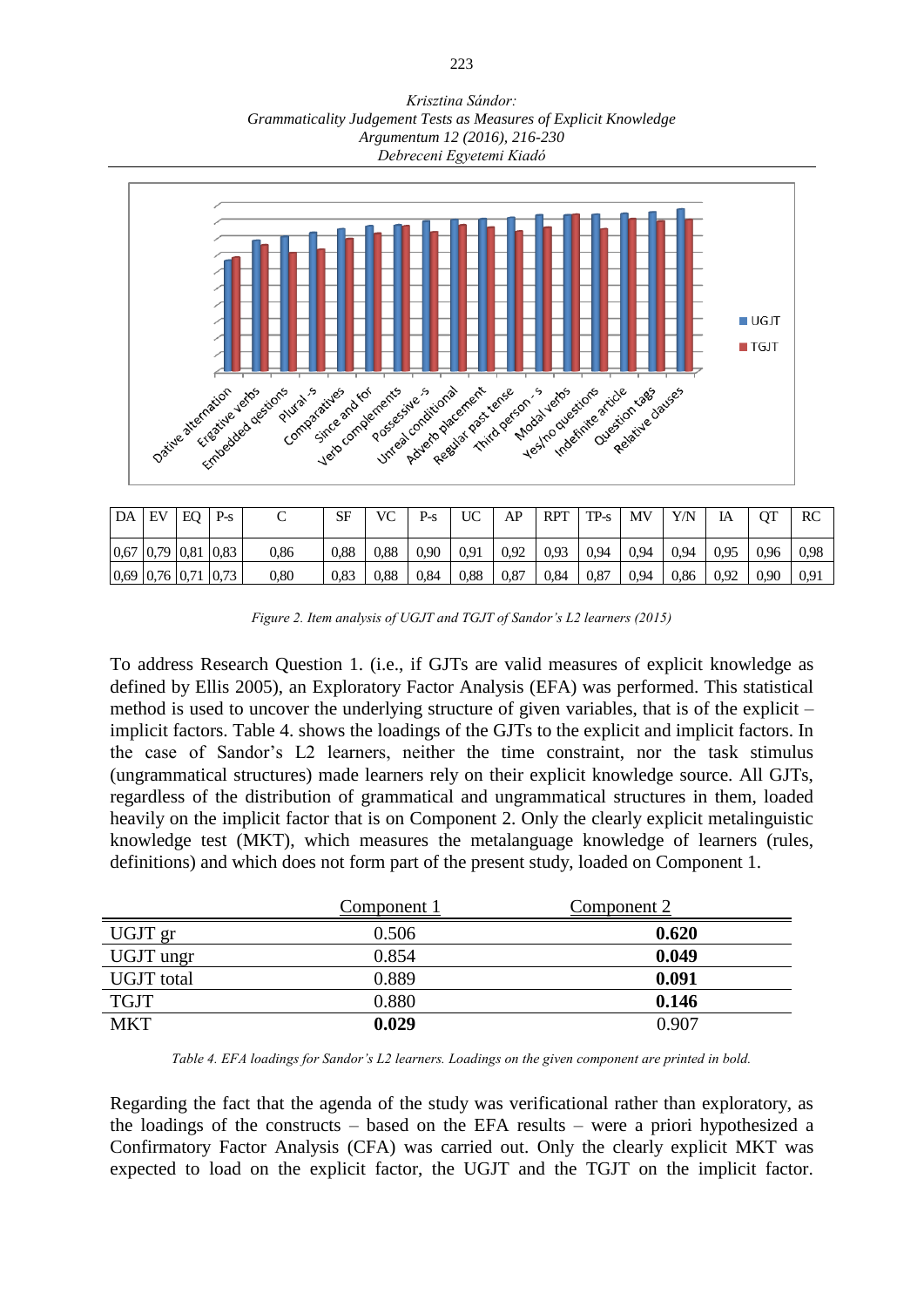| DA | EV | EQ | P-s | C | SF | VC | P-s | UC | AP | RPT | TP-s | MV | Y/N | IA | QT | RC |
|---|---|---|---|---|---|---|---|---|---|---|---|---|---|---|---|---|
| 0,67 | 0,79 | 0,81 | 0,83 | 0,86 | 0,88 | 0,88 | 0,90 | 0,91 | 0,92 | 0,93 | 0,94 | 0,94 | 0,94 | 0,95 | 0,96 | 0,98 |
| 0,69 | 0,76 | 0,71 | 0,73 | 0,80 | 0,83 | 0,88 | 0,84 | 0,88 | 0,87 | 0,84 | 0,87 | 0,94 | 0,86 | 0,92 | 0,90 | 0,91 |

*Figure 2. Item analysis of UGJT and TGJT of Sandor's L2 learners (2015)*

To address Research Question 1. (i.e., if GJTs are valid measures of explicit knowledge as defined by Ellis 2005), an Exploratory Factor Analysis (EFA) was performed. This statistical method is used to uncover the underlying structure of given variables, that is of the explicit – implicit factors. Table 4. shows the loadings of the GJTs to the explicit and implicit factors. In the case of Sandor's L2 learners, neither the time constraint, nor the task stimulus (ungrammatical structures) made learners rely on their explicit knowledge source. All GJTs, regardless of the distribution of grammatical and ungrammatical structures in them, loaded heavily on the implicit factor that is on Component 2. Only the clearly explicit metalinguistic knowledge test (MKT), which measures the metalanguage knowledge of learners (rules, definitions) and which does not form part of the present study, loaded on Component 1.

| | Component 1 | Component 2 |
|---|---|---|
| UGJT gr | 0.506 | **0.620** |
| UGJT ungr | 0.854 | **0.049** |
| UGJT total | 0.889 | **0.091** |
| TGJT | 0.880 | **0.146** |
| MKT | **0.029** | 0.907 |

*Table 4. EFA loadings for Sandor's L2 learners. Loadings on the given component are printed in bold.*

Regarding the fact that the agenda of the study was verificational rather than exploratory, as the loadings of the constructs – based on the EFA results – were a priori hypothesized a Confirmatory Factor Analysis (CFA) was carried out. Only the clearly explicit MKT was expected to load on the explicit factor, the UGJT and the TGJT on the implicit factor.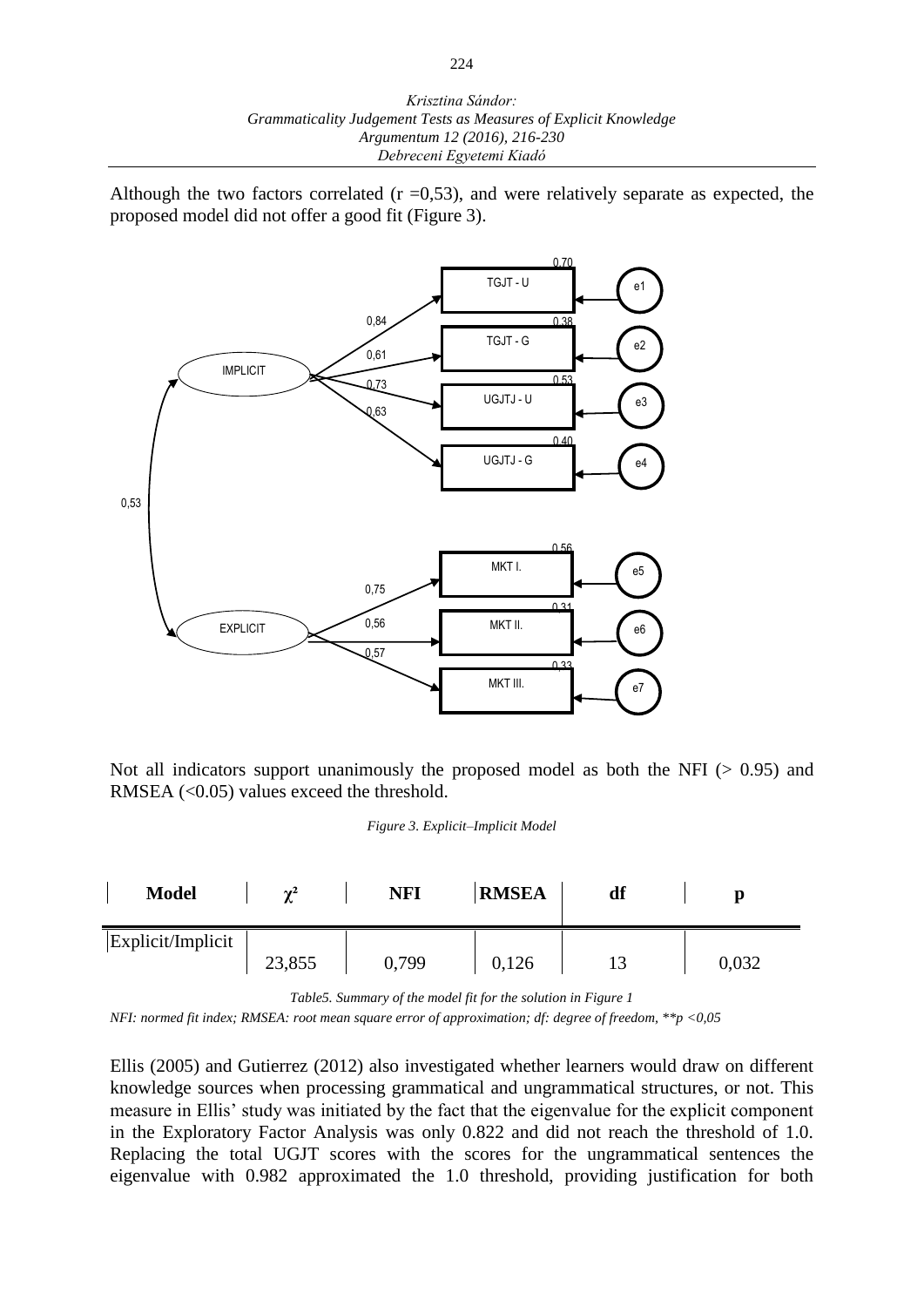Although the two factors correlated (r =0,53), and were relatively separate as expected, the proposed model did not offer a good fit (Figure 3).

Not all indicators support unanimously the proposed model as both the NFI (> 0.95) and RMSEA (<0.05) values exceed the threshold.

*Figure 3. Explicit–Implicit Model*

| Model | $\chi^2$ | NFI | RMSEA | df | p |
|---|---|---|---|---|---|
| Explicit/Implicit | 23,855 | 0,799 | 0,126 | 13 | 0,032 |

*Table5. Summary of the model fit for the solution in Figure 1*

*NFI: normed fit index; RMSEA: root mean square error of approximation; df: degree of freedom, \*\*p <0,05*

Ellis (2005) and Gutierrez (2012) also investigated whether learners would draw on different knowledge sources when processing grammatical and ungrammatical structures, or not. This measure in Ellis' study was initiated by the fact that the eigenvalue for the explicit component in the Exploratory Factor Analysis was only 0.822 and did not reach the threshold of 1.0. Replacing the total UGJT scores with the scores for the ungrammatical sentences the eigenvalue with 0.982 approximated the 1.0 threshold, providing justification for both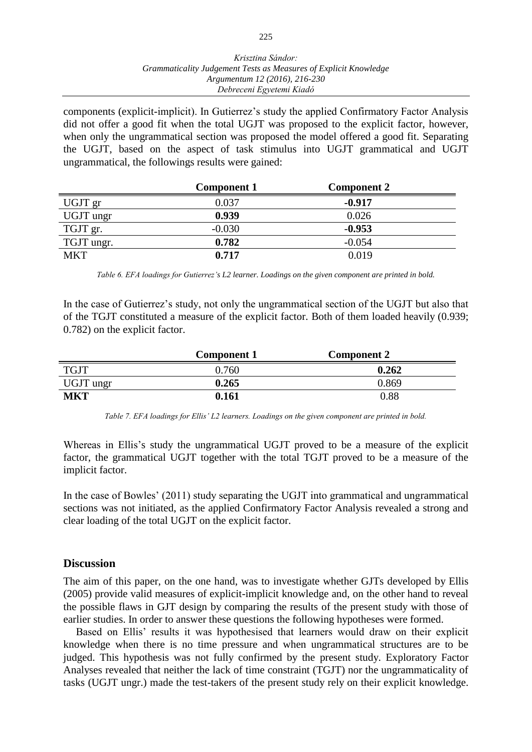components (explicit-implicit). In Gutierrez's study the applied Confirmatory Factor Analysis did not offer a good fit when the total UGJT was proposed to the explicit factor, however, when only the ungrammatical section was proposed the model offered a good fit. Separating the UGJT, based on the aspect of task stimulus into UGJT grammatical and UGJT ungrammatical, the followings results were gained:

| | **Component 1** | **Component 2** |
|---|---|---|
| UGJT gr | 0.037 | **-0.917** |
| UGJT ungr | **0.939** | 0.026 |
| TGJT gr. | -0.030 | **-0.953** |
| TGJT ungr. | **0.782** | -0.054 |
| MKT | **0.717** | 0.019 |

*Table 6. EFA loadings for Gutierrez's L2 learner. Loadings on the given component are printed in bold.*

In the case of Gutierrez's study, not only the ungrammatical section of the UGJT but also that of the TGJT constituted a measure of the explicit factor. Both of them loaded heavily (0.939; 0.782) on the explicit factor.

| | **Component 1** | **Component 2** |
|---|---|---|
| TGJT | 0.760 | **0.262** |
| UGJT ungr | **0.265** | 0.869 |
| **MKT** | **0.161** | 0.88 |

*Table 7. EFA loadings for Ellis' L2 learners. Loadings on the given component are printed in bold.*

Whereas in Ellis's study the ungrammatical UGJT proved to be a measure of the explicit factor, the grammatical UGJT together with the total TGJT proved to be a measure of the implicit factor.

In the case of Bowles' (2011) study separating the UGJT into grammatical and ungrammatical sections was not initiated, as the applied Confirmatory Factor Analysis revealed a strong and clear loading of the total UGJT on the explicit factor.

## Discussion

The aim of this paper, on the one hand, was to investigate whether GJTs developed by Ellis (2005) provide valid measures of explicit-implicit knowledge and, on the other hand to reveal the possible flaws in GJT design by comparing the results of the present study with those of earlier studies. In order to answer these questions the following hypotheses were formed.

Based on Ellis' results it was hypothesised that learners would draw on their explicit knowledge when there is no time pressure and when ungrammatical structures are to be judged. This hypothesis was not fully confirmed by the present study. Exploratory Factor Analyses revealed that neither the lack of time constraint (TGJT) nor the ungrammaticality of tasks (UGJT ungr.) made the test-takers of the present study rely on their explicit knowledge.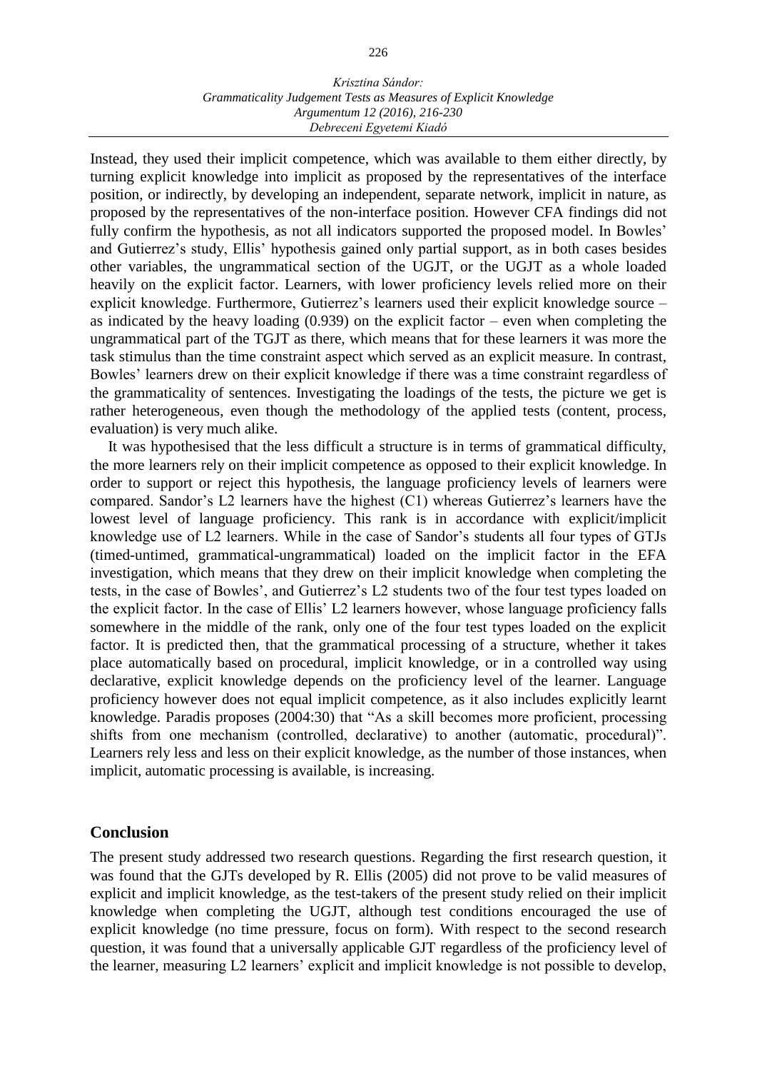Instead, they used their implicit competence, which was available to them either directly, by turning explicit knowledge into implicit as proposed by the representatives of the interface position, or indirectly, by developing an independent, separate network, implicit in nature, as proposed by the representatives of the non-interface position. However CFA findings did not fully confirm the hypothesis, as not all indicators supported the proposed model. In Bowles' and Gutierrez's study, Ellis' hypothesis gained only partial support, as in both cases besides other variables, the ungrammatical section of the UGJT, or the UGJT as a whole loaded heavily on the explicit factor. Learners, with lower proficiency levels relied more on their explicit knowledge. Furthermore, Gutierrez's learners used their explicit knowledge source – as indicated by the heavy loading (0.939) on the explicit factor – even when completing the ungrammatical part of the TGJT as there, which means that for these learners it was more the task stimulus than the time constraint aspect which served as an explicit measure. In contrast, Bowles' learners drew on their explicit knowledge if there was a time constraint regardless of the grammaticality of sentences. Investigating the loadings of the tests, the picture we get is rather heterogeneous, even though the methodology of the applied tests (content, process, evaluation) is very much alike.

It was hypothesised that the less difficult a structure is in terms of grammatical difficulty, the more learners rely on their implicit competence as opposed to their explicit knowledge. In order to support or reject this hypothesis, the language proficiency levels of learners were compared. Sandor's L2 learners have the highest (C1) whereas Gutierrez's learners have the lowest level of language proficiency. This rank is in accordance with explicit/implicit knowledge use of L2 learners. While in the case of Sandor's students all four types of GTJs (timed-untimed, grammatical-ungrammatical) loaded on the implicit factor in the EFA investigation, which means that they drew on their implicit knowledge when completing the tests, in the case of Bowles', and Gutierrez's L2 students two of the four test types loaded on the explicit factor. In the case of Ellis' L2 learners however, whose language proficiency falls somewhere in the middle of the rank, only one of the four test types loaded on the explicit factor. It is predicted then, that the grammatical processing of a structure, whether it takes place automatically based on procedural, implicit knowledge, or in a controlled way using declarative, explicit knowledge depends on the proficiency level of the learner. Language proficiency however does not equal implicit competence, as it also includes explicitly learnt knowledge. Paradis proposes (2004:30) that "As a skill becomes more proficient, processing shifts from one mechanism (controlled, declarative) to another (automatic, procedural)". Learners rely less and less on their explicit knowledge, as the number of those instances, when implicit, automatic processing is available, is increasing.

## Conclusion

The present study addressed two research questions. Regarding the first research question, it was found that the GJTs developed by R. Ellis (2005) did not prove to be valid measures of explicit and implicit knowledge, as the test-takers of the present study relied on their implicit knowledge when completing the UGJT, although test conditions encouraged the use of explicit knowledge (no time pressure, focus on form). With respect to the second research question, it was found that a universally applicable GJT regardless of the proficiency level of the learner, measuring L2 learners' explicit and implicit knowledge is not possible to develop,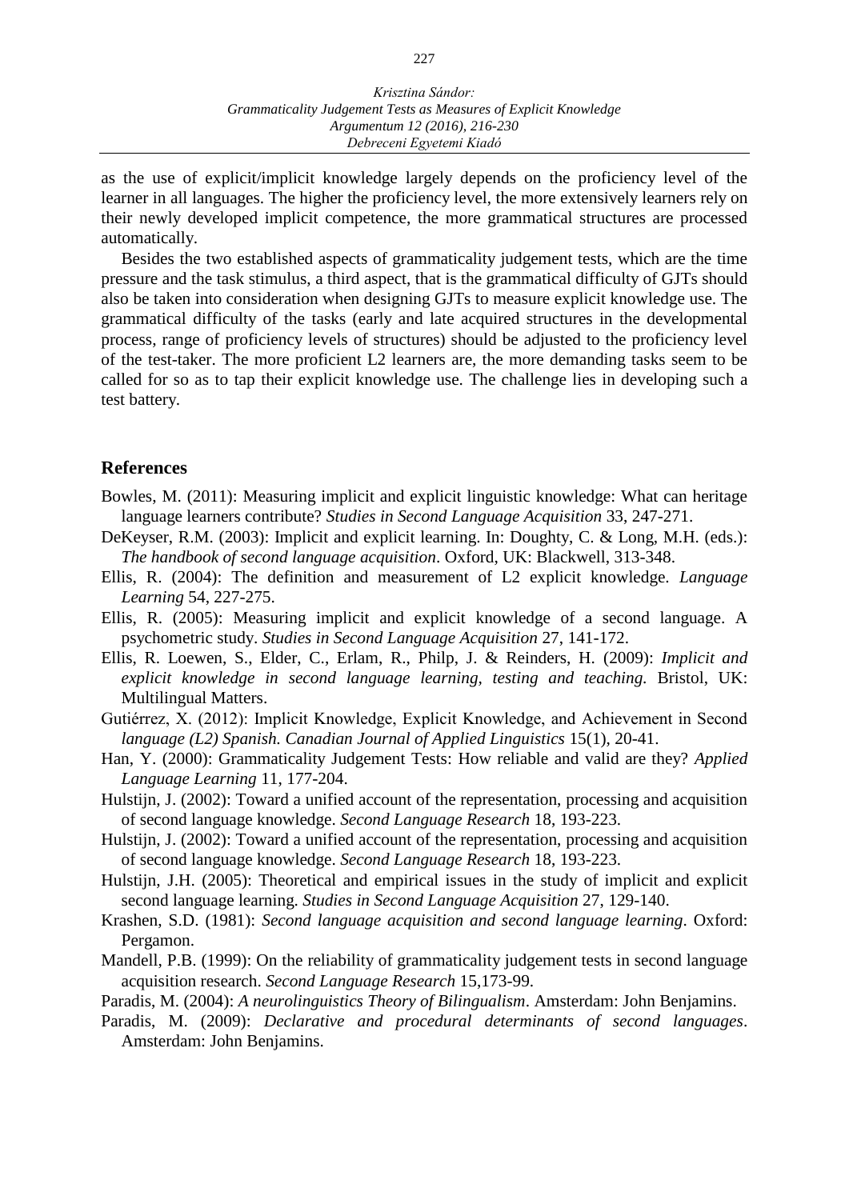as the use of explicit/implicit knowledge largely depends on the proficiency level of the learner in all languages. The higher the proficiency level, the more extensively learners rely on their newly developed implicit competence, the more grammatical structures are processed automatically.

Besides the two established aspects of grammaticality judgement tests, which are the time pressure and the task stimulus, a third aspect, that is the grammatical difficulty of GJTs should also be taken into consideration when designing GJTs to measure explicit knowledge use. The grammatical difficulty of the tasks (early and late acquired structures in the developmental process, range of proficiency levels of structures) should be adjusted to the proficiency level of the test-taker. The more proficient L2 learners are, the more demanding tasks seem to be called for so as to tap their explicit knowledge use. The challenge lies in developing such a test battery.

## References

Bowles, M. (2011): Measuring implicit and explicit linguistic knowledge: What can heritage language learners contribute? *Studies in Second Language Acquisition* 33, 247-271.

DeKeyser, R.M. (2003): Implicit and explicit learning. In: Doughty, C. & Long, M.H. (eds.): *The handbook of second language acquisition*. Oxford, UK: Blackwell, 313-348.

Ellis, R. (2004): The definition and measurement of L2 explicit knowledge. *Language Learning* 54, 227-275.

Ellis, R. (2005): Measuring implicit and explicit knowledge of a second language. A psychometric study. *Studies in Second Language Acquisition* 27, 141-172.

Ellis, R. Loewen, S., Elder, C., Erlam, R., Philp, J. & Reinders, H. (2009): *Implicit and explicit knowledge in second language learning, testing and teaching.* Bristol, UK: Multilingual Matters.

Gutiérrez, X. (2012): Implicit Knowledge, Explicit Knowledge, and Achievement in Second *language (L2) Spanish. Canadian Journal of Applied Linguistics* 15(1), 20-41.

Han, Y. (2000): Grammaticality Judgement Tests: How reliable and valid are they? *Applied Language Learning* 11, 177-204.

Hulstijn, J. (2002): Toward a unified account of the representation, processing and acquisition of second language knowledge. *Second Language Research* 18, 193-223.

Hulstijn, J. (2002): Toward a unified account of the representation, processing and acquisition of second language knowledge. *Second Language Research* 18, 193-223.

Hulstijn, J.H. (2005): Theoretical and empirical issues in the study of implicit and explicit second language learning. *Studies in Second Language Acquisition* 27, 129-140.

Krashen, S.D. (1981): *Second language acquisition and second language learning*. Oxford: Pergamon.

Mandell, P.B. (1999): On the reliability of grammaticality judgement tests in second language acquisition research. *Second Language Research* 15,173-99.

Paradis, M. (2004): *A neurolinguistics Theory of Bilingualism*. Amsterdam: John Benjamins.

Paradis, M. (2009): *Declarative and procedural determinants of second languages*. Amsterdam: John Benjamins.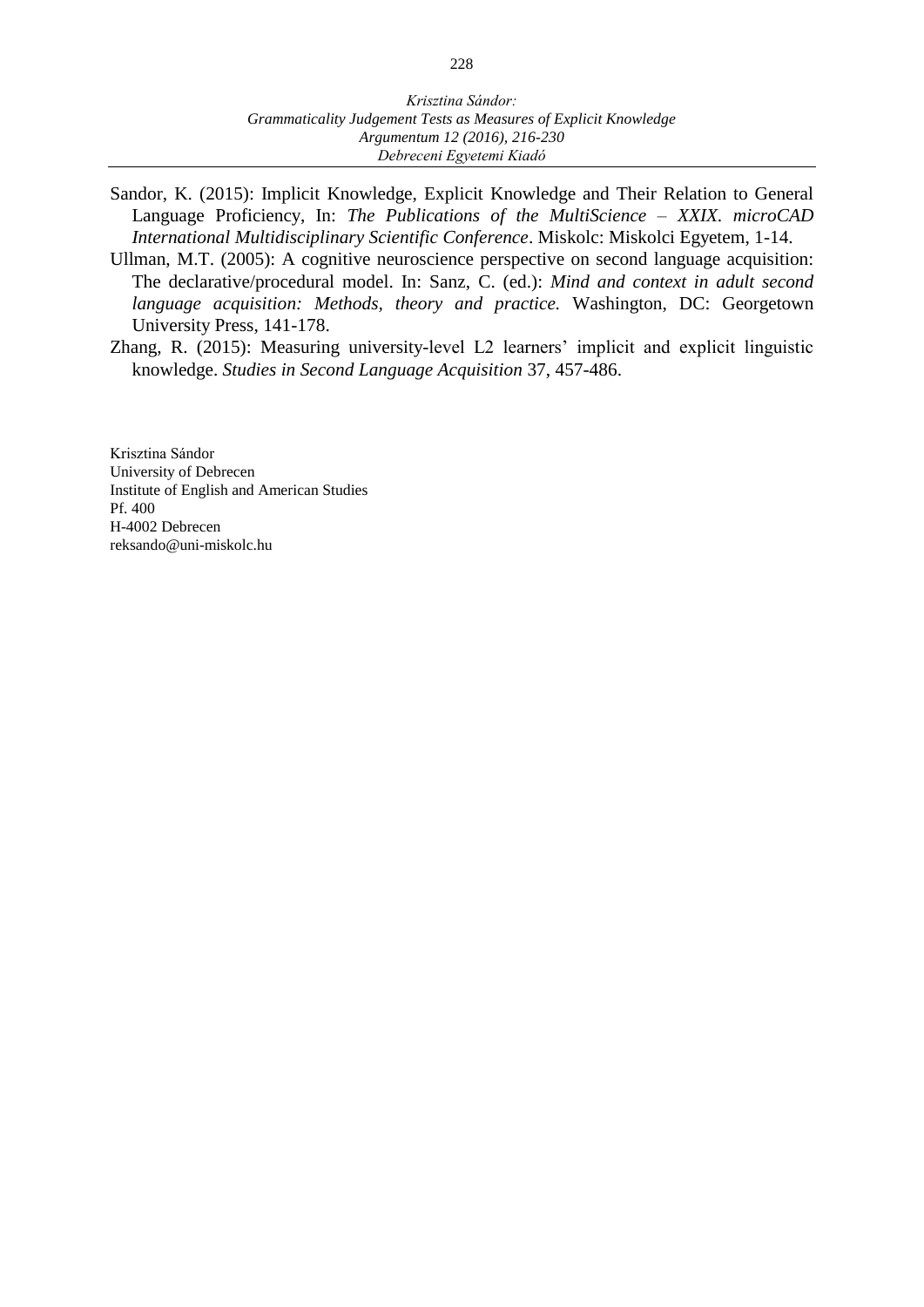Sandor, K. (2015): Implicit Knowledge, Explicit Knowledge and Their Relation to General Language Proficiency, In: *The Publications of the MultiScience – XXIX. microCAD International Multidisciplinary Scientific Conference*. Miskolc: Miskolci Egyetem, 1-14.

Ullman, M.T. (2005): A cognitive neuroscience perspective on second language acquisition: The declarative/procedural model. In: Sanz, C. (ed.): *Mind and context in adult second language acquisition: Methods, theory and practice.* Washington, DC: Georgetown University Press, 141-178.

Zhang, R. (2015): Measuring university-level L2 learners' implicit and explicit linguistic knowledge. *Studies in Second Language Acquisition* 37, 457-486.

Krisztina Sándor
University of Debrecen
Institute of English and American Studies
Pf. 400
H-4002 Debrecen
reksando@uni-miskolc.hu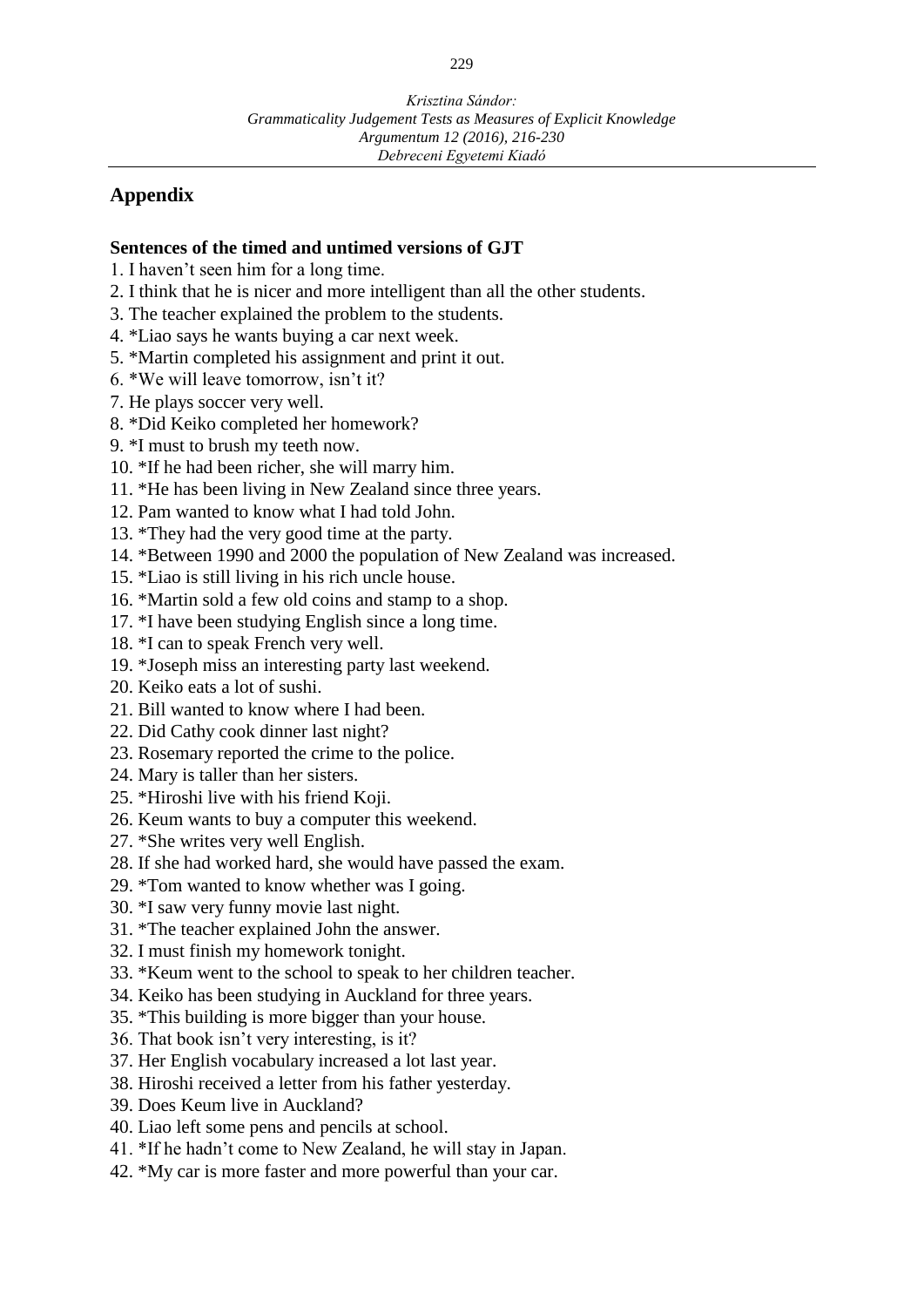## Appendix

**Sentences of the timed and untimed versions of GJT**

1. I haven't seen him for a long time.
2. I think that he is nicer and more intelligent than all the other students.
3. The teacher explained the problem to the students.
4. *Liao says he wants buying a car next week.
5. *Martin completed his assignment and print it out.
6. *We will leave tomorrow, isn't it?
7. He plays soccer very well.
8. *Did Keiko completed her homework?
9. *I must to brush my teeth now.
10. *If he had been richer, she will marry him.
11. *He has been living in New Zealand since three years.
12. Pam wanted to know what I had told John.
13. *They had the very good time at the party.
14. *Between 1990 and 2000 the population of New Zealand was increased.
15. *Liao is still living in his rich uncle house.
16. *Martin sold a few old coins and stamp to a shop.
17. *I have been studying English since a long time.
18. *I can to speak French very well.
19. *Joseph miss an interesting party last weekend.
20. Keiko eats a lot of sushi.
21. Bill wanted to know where I had been.
22. Did Cathy cook dinner last night?
23. Rosemary reported the crime to the police.
24. Mary is taller than her sisters.
25. *Hiroshi live with his friend Koji.
26. Keum wants to buy a computer this weekend.
27. *She writes very well English.
28. If she had worked hard, she would have passed the exam.
29. *Tom wanted to know whether was I going.
30. *I saw very funny movie last night.
31. *The teacher explained John the answer.
32. I must finish my homework tonight.
33. *Keum went to the school to speak to her children teacher.
34. Keiko has been studying in Auckland for three years.
35. *This building is more bigger than your house.
36. That book isn't very interesting, is it?
37. Her English vocabulary increased a lot last year.
38. Hiroshi received a letter from his father yesterday.
39. Does Keum live in Auckland?
40. Liao left some pens and pencils at school.
41. *If he hadn't come to New Zealand, he will stay in Japan.
42. *My car is more faster and more powerful than your car.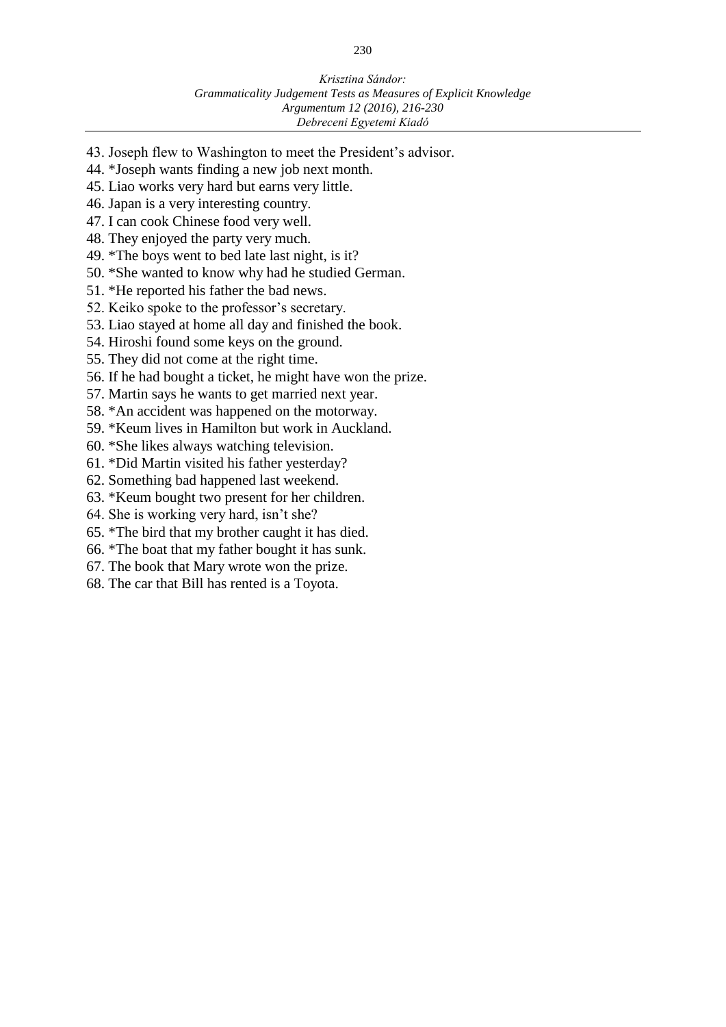43. Joseph flew to Washington to meet the President's advisor.
44. *Joseph wants finding a new job next month.
45. Liao works very hard but earns very little.
46. Japan is a very interesting country.
47. I can cook Chinese food very well.
48. They enjoyed the party very much.
49. *The boys went to bed late last night, is it?
50. *She wanted to know why had he studied German.
51. *He reported his father the bad news.
52. Keiko spoke to the professor's secretary.
53. Liao stayed at home all day and finished the book.
54. Hiroshi found some keys on the ground.
55. They did not come at the right time.
56. If he had bought a ticket, he might have won the prize.
57. Martin says he wants to get married next year.
58. *An accident was happened on the motorway.
59. *Keum lives in Hamilton but work in Auckland.
60. *She likes always watching television.
61. *Did Martin visited his father yesterday?
62. Something bad happened last weekend.
63. *Keum bought two present for her children.
64. She is working very hard, isn't she?
65. *The bird that my brother caught it has died.
66. *The boat that my father bought it has sunk.
67. The book that Mary wrote won the prize.
68. The car that Bill has rented is a Toyota.